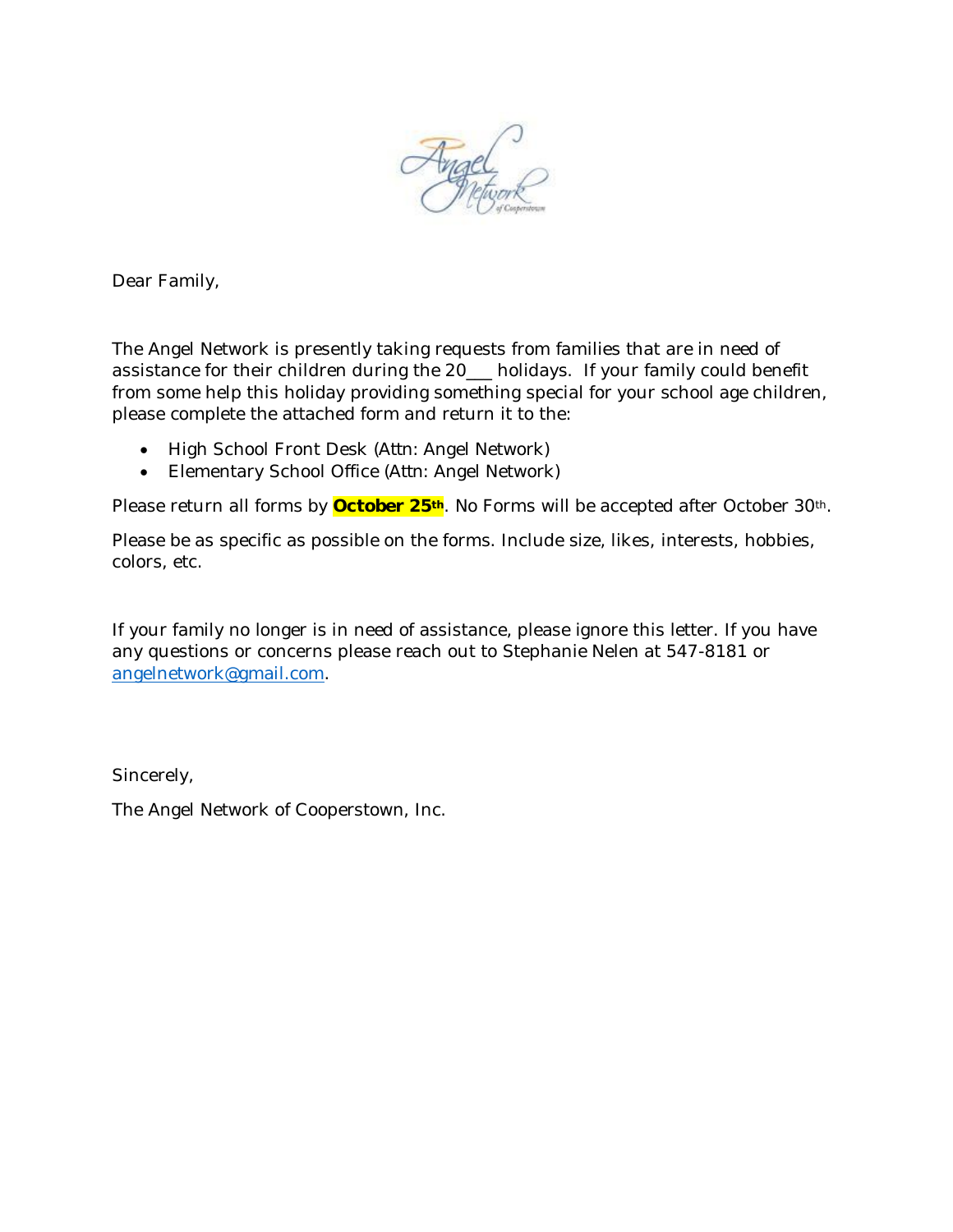Dear Family,

The Angel Network is presently taking requests from families that are in need of assistance for their children during the 20___ holidays. If your family could benefit from some help this holiday providing something special for your school age children, please complete the attached form and return it to the:

- High School Front Desk (Attn: Angel Network)
- Elementary School Office (Attn: Angel Network)

Please return all forms by **October 25th**. No Forms will be accepted after October 30th.

Please be as specific as possible on the forms. Include size, likes, interests, hobbies, colors, etc.

If your family no longer is in need of assistance, please ignore this letter. If you have any questions or concerns please reach out to Stephanie Nelen at 547-8181 or angelnetwork@gmail.com.

Sincerely,

The Angel Network of Cooperstown, Inc.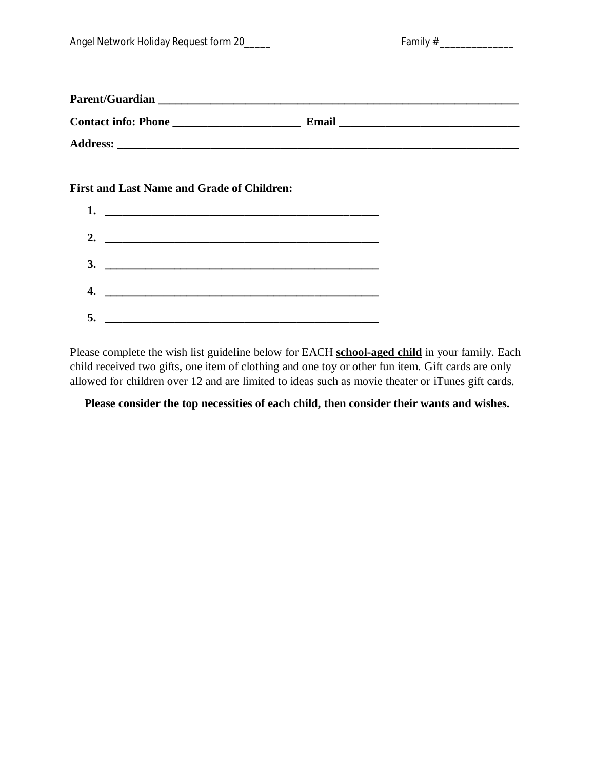Angel Network Holiday Request form 20_____ Family # _______________

**Parent/Guardian ___________________________________________________________**

**Contact info: Phone ______________________ Email _______________________________**

**Address: _______________________________________________________________________**

**First and Last Name and Grade of Children:**

1. ________________________________________________
2. ________________________________________________
3. ________________________________________________
4. ________________________________________________
5. ________________________________________________

Please complete the wish list guideline below for EACH **school-aged child** in your family. Each child received two gifts, one item of clothing and one toy or other fun item. Gift cards are only allowed for children over 12 and are limited to ideas such as movie theater or iTunes gift cards.

**Please consider the top necessities of each child, then consider their wants and wishes.**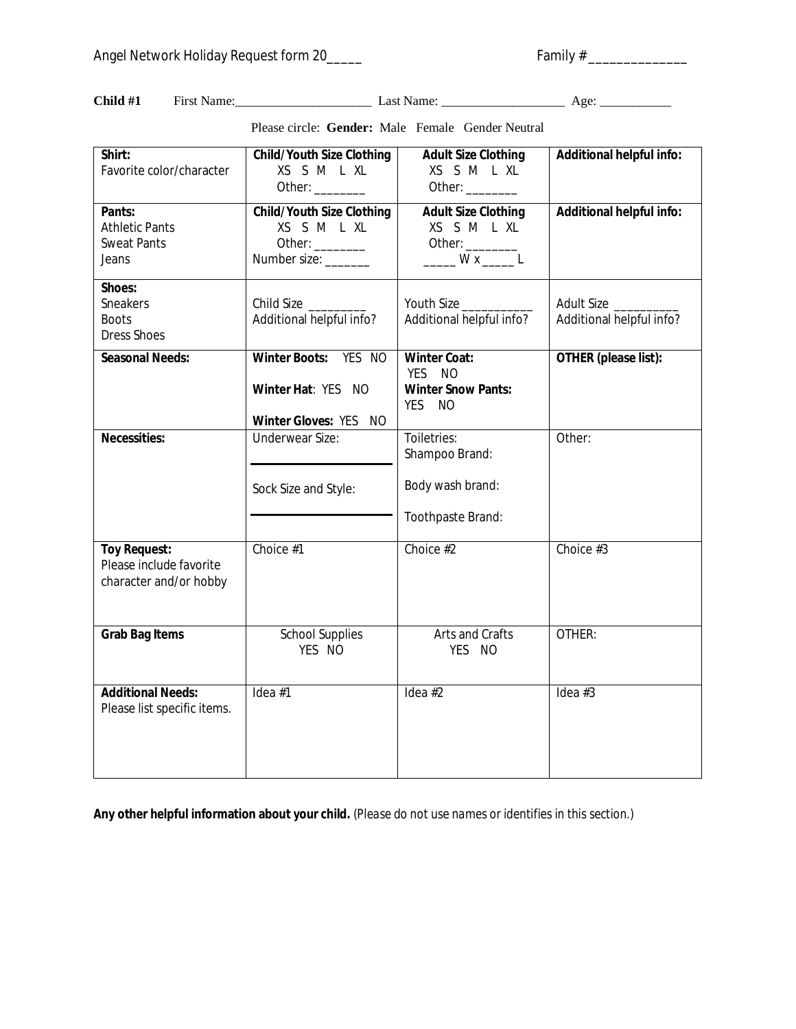Angel Network Holiday Request form 20_____ Family # ______________

**Child #1** First Name:______________________ Last Name: ____________________ Age: ___________

Please circle: **Gender:** Male Female Gender Neutral

| **Shirt:** Favorite color/character | **Child/Youth Size Clothing** XS S M L XL Other: ________ | **Adult Size Clothing** XS S M L XL Other: ________ | **Additional helpful info:** |
|---|---|---|---|
| **Pants:** Athletic Pants Sweat Pants Jeans | **Child/Youth Size Clothing** XS S M L XL Other: ________ Number size: _______ | **Adult Size Clothing** XS S M L XL Other: ________ _____ W x _____ L | **Additional helpful info:** |
| **Shoes:** Sneakers Boots Dress Shoes | Child Size _________ Additional helpful info? | Youth Size ___________ Additional helpful info? | Adult Size __________ Additional helpful info? |
| **Seasonal Needs:** | **Winter Boots:** YES NO **Winter Hat**: YES NO **Winter Gloves:** YES NO | **Winter Coat:** YES NO **Winter Snow Pants:** YES NO | **OTHER (please list):** |
| **Necessities:** | Underwear Size: Sock Size and Style: | Toiletries: Shampoo Brand: Body wash brand: Toothpaste Brand: | Other: |
| **Toy Request:** Please include favorite character and/or hobby | Choice #1 | Choice #2 | Choice #3 |
| **Grab Bag Items** | School Supplies YES NO | Arts and Crafts YES NO | OTHER: |
| **Additional Needs:** Please list specific items. | Idea #1 | Idea #2 | Idea #3 |

**Any other helpful information about your child.** *(Please do not use names or identifies in this section.)*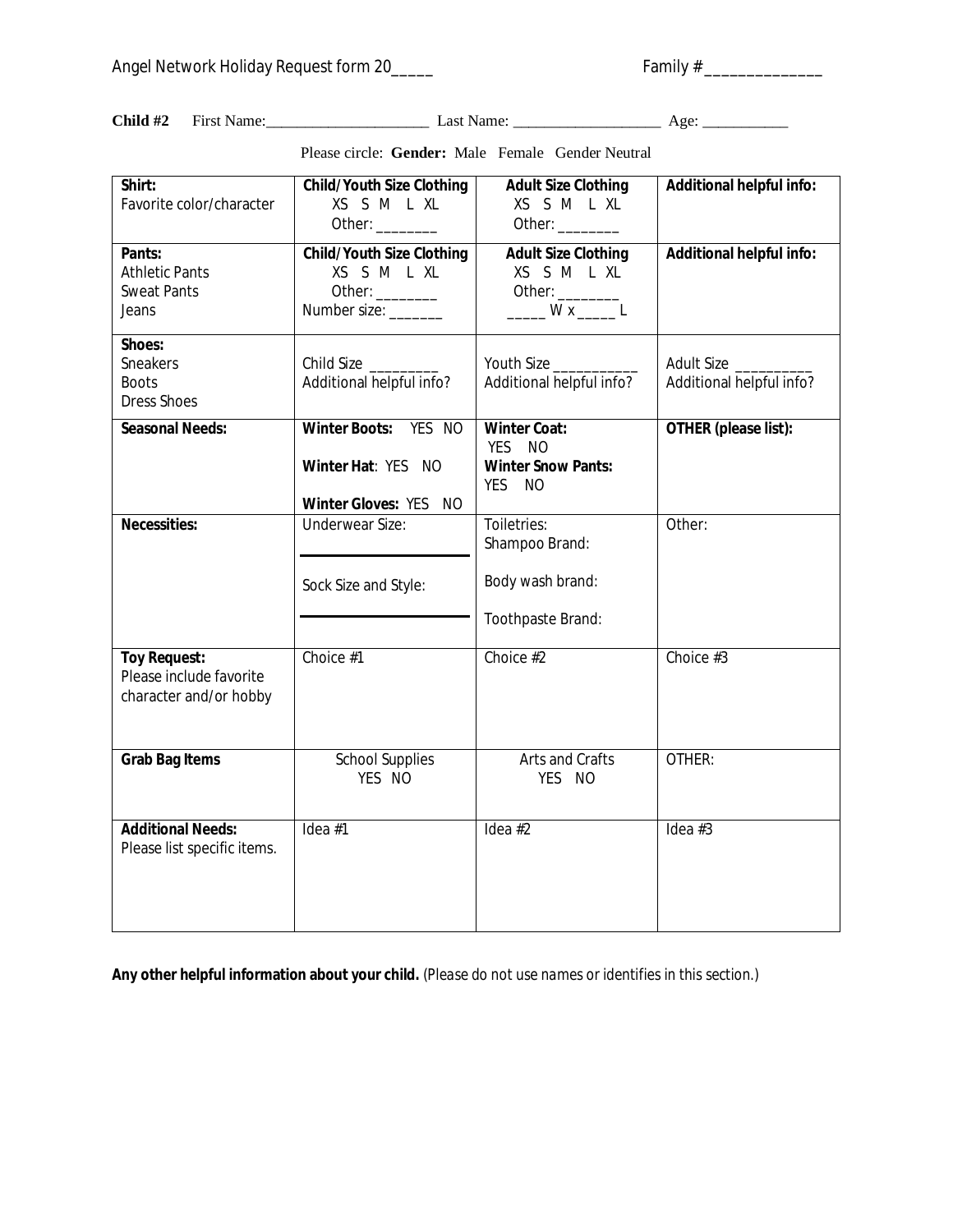Angel Network Holiday Request form 20_____ Family # ______________

**Child #2** First Name:_____________________ Last Name: ___________________ Age: ___________

Please circle: **Gender:** Male Female Gender Neutral

| **Shirt:**<br>Favorite color/character | **Child/Youth Size Clothing**<br>XS S M L XL<br>Other: ________ | **Adult Size Clothing**<br>XS S M L XL<br>Other: ________ | **Additional helpful info:** |
|---|---|---|---|
| **Pants:**<br>Athletic Pants<br>Sweat Pants<br>Jeans | **Child/Youth Size Clothing**<br>XS S M L XL<br>Other: ________<br>Number size: _______ | **Adult Size Clothing**<br>XS S M L XL<br>Other: ________<br>_____ W x _____ L | **Additional helpful info:** |
| **Shoes:**<br>Sneakers<br>Boots<br>Dress Shoes | Child Size _________<br>Additional helpful info? | Youth Size ___________<br>Additional helpful info? | Adult Size __________<br>Additional helpful info? |
| **Seasonal Needs:** | **Winter Boots:** YES NO<br>**Winter Hat**: YES NO<br>**Winter Gloves:** YES NO | **Winter Coat:**<br>YES NO<br>**Winter Snow Pants:**<br>YES NO | **OTHER (please list):** |
| **Necessities:** | Underwear Size:<br>____________________<br>Sock Size and Style:<br>____________________ | Toiletries:<br>Shampoo Brand:<br>Body wash brand:<br>Toothpaste Brand: | Other: |
| **Toy Request:**<br>Please include favorite character and/or hobby | Choice #1 | Choice #2 | Choice #3 |
| **Grab Bag Items** | School Supplies<br>YES NO | Arts and Crafts<br>YES NO | OTHER: |
| **Additional Needs:**<br>Please list specific items. | Idea #1 | Idea #2 | Idea #3 |

**Any other helpful information about your child.** *(Please do not use names or identifies in this section.)*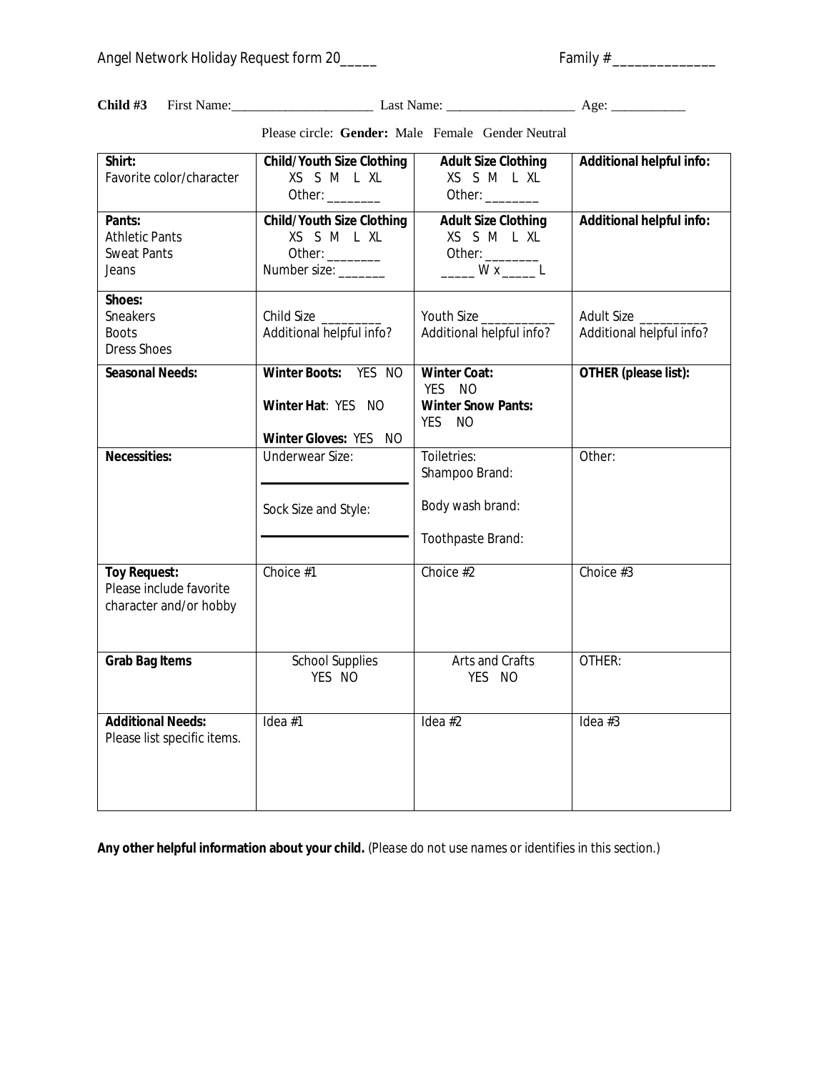Angel Network Holiday Request form 20_____ Family # ______________

**Child #3** First Name:_____________________ Last Name: ___________________ Age: ___________

Please circle: **Gender:** Male Female Gender Neutral

| **Shirt:**<br>Favorite color/character | **Child/Youth Size Clothing**<br>XS S M L XL<br>Other: ________ | **Adult Size Clothing**<br>XS S M L XL<br>Other: ________ | **Additional helpful info:** |
|---|---|---|---|
| **Pants:**<br>Athletic Pants<br>Sweat Pants<br>Jeans | **Child/Youth Size Clothing**<br>XS S M L XL<br>Other: ________<br>Number size: _______ | **Adult Size Clothing**<br>XS S M L XL<br>Other: ________<br>_____ W x _____ L | **Additional helpful info:** |
| **Shoes:**<br>Sneakers<br>Boots<br>Dress Shoes | Child Size _________<br>Additional helpful info? | Youth Size ___________<br>Additional helpful info? | Adult Size __________<br>Additional helpful info? |
| **Seasonal Needs:** | **Winter Boots:** YES NO<br>**Winter Hat**: YES NO<br>**Winter Gloves:** YES NO | **Winter Coat:**<br>YES NO<br>**Winter Snow Pants:**<br>YES NO | **OTHER (please list):** |
| **Necessities:** | Underwear Size:<br>______________<br>Sock Size and Style:<br>______________ | Toiletries:<br>Shampoo Brand:<br>Body wash brand:<br>Toothpaste Brand: | Other: |
| **Toy Request:**<br>Please include favorite character and/or hobby | Choice #1 | Choice #2 | Choice #3 |
| **Grab Bag Items** | School Supplies<br>YES NO | Arts and Crafts<br>YES NO | OTHER: |
| **Additional Needs:**<br>Please list specific items. | Idea #1 | Idea #2 | Idea #3 |

**Any other helpful information about your child.** *(Please do not use names or identifies in this section.)*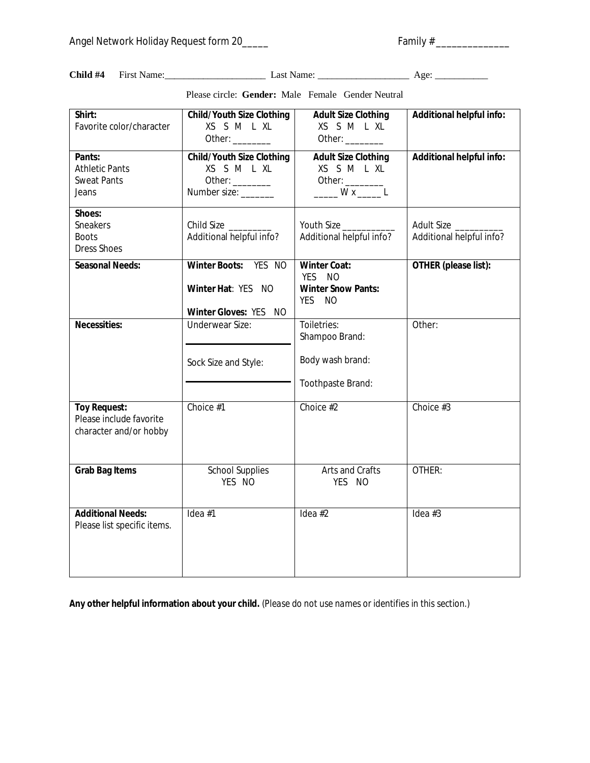Angel Network Holiday Request form 20_____ Family # _______________

**Child #4** First Name:______________________ Last Name: ____________________ Age: ___________

Please circle: **Gender:** Male Female Gender Neutral

| **Shirt:**<br>Favorite color/character | **Child/Youth Size Clothing**<br>XS S M L XL<br>Other: ________ | **Adult Size Clothing**<br>XS S M L XL<br>Other: ________ | **Additional helpful info:** |
|---|---|---|---|
| **Pants:**<br>Athletic Pants<br>Sweat Pants<br>Jeans | **Child/Youth Size Clothing**<br>XS S M L XL<br>Other: ________<br>Number size: _______ | **Adult Size Clothing**<br>XS S M L XL<br>Other: ________<br>_____ W x _____ L | **Additional helpful info:** |
| **Shoes:**<br>Sneakers<br>Boots<br>Dress Shoes | Child Size _________<br>Additional helpful info? | Youth Size ___________<br>Additional helpful info? | Adult Size __________<br>Additional helpful info? |
| **Seasonal Needs:** | **Winter Boots:** YES NO<br>**Winter Hat**: YES NO<br>**Winter Gloves:** YES NO | **Winter Coat:**<br>YES NO<br>**Winter Snow Pants:**<br>YES NO | **OTHER (please list):** |
| **Necessities:** | Underwear Size:<br>______________<br>Sock Size and Style:<br>______________ | Toiletries:<br>Shampoo Brand:<br>Body wash brand:<br>Toothpaste Brand: | Other: |
| **Toy Request:**<br>Please include favorite character and/or hobby | Choice #1 | Choice #2 | Choice #3 |
| **Grab Bag Items** | School Supplies<br>YES NO | Arts and Crafts<br>YES NO | OTHER: |
| **Additional Needs:**<br>Please list specific items. | Idea #1 | Idea #2 | Idea #3 |

**Any other helpful information about your child.** *(Please do not use names or identifies in this section.)*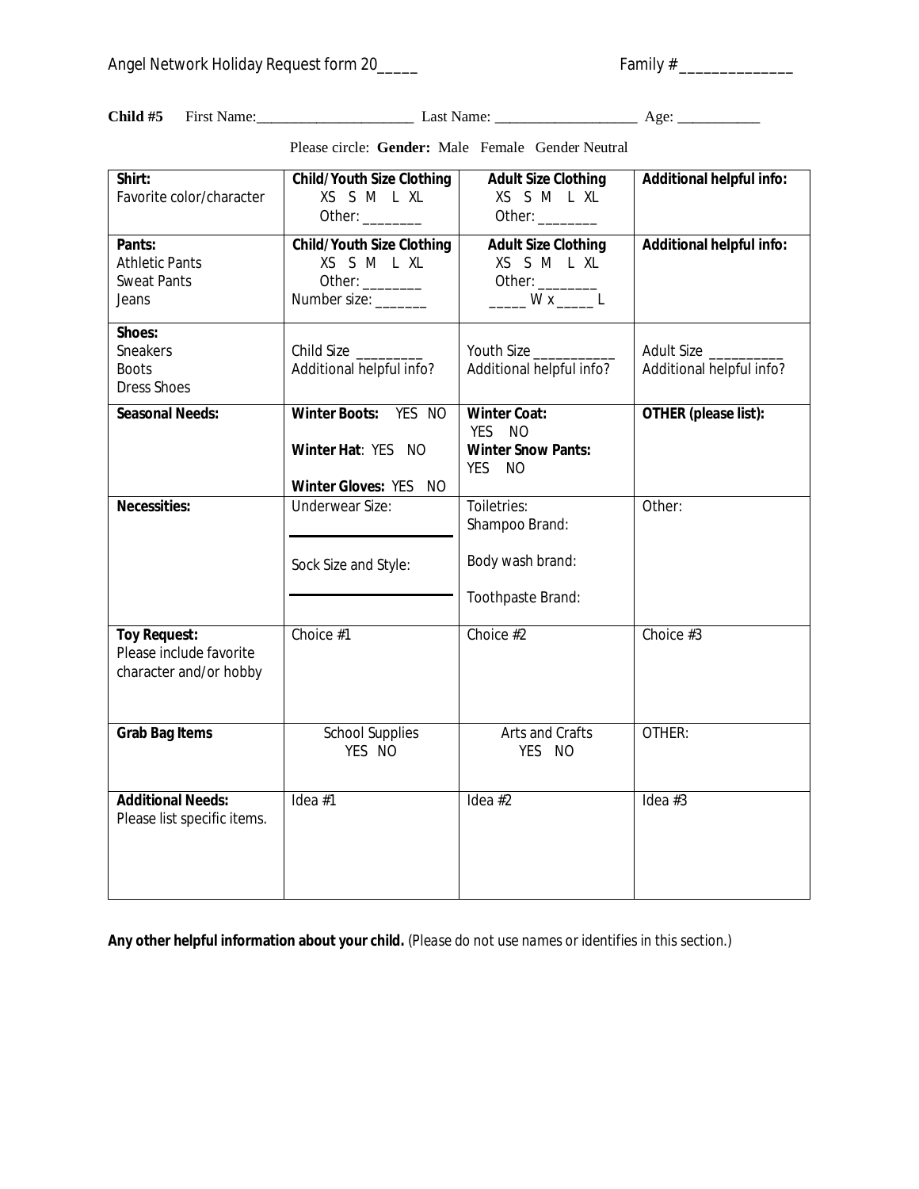Angel Network Holiday Request form 20_____ Family # _______________

**Child #5** First Name:_____________________ Last Name: ____________________ Age: ___________

Please circle: **Gender:** Male Female Gender Neutral

| | | | |
|---|---|---|---|
| **Shirt:**<br>Favorite color/character | **Child/Youth Size Clothing**<br>XS S M L XL<br>Other: ________ | **Adult Size Clothing**<br>XS S M L XL<br>Other: ________ | **Additional helpful info:** |
| **Pants:**<br>Athletic Pants<br>Sweat Pants<br>Jeans | **Child/Youth Size Clothing**<br>XS S M L XL<br>Other: ________<br>Number size: _______ | **Adult Size Clothing**<br>XS S M L XL<br>Other: ________<br>_____ W x _____ L | **Additional helpful info:** |
| **Shoes:**<br>Sneakers<br>Boots<br>Dress Shoes | Child Size _________<br>Additional helpful info? | Youth Size ___________<br>Additional helpful info? | Adult Size __________<br>Additional helpful info? |
| **Seasonal Needs:** | **Winter Boots:** YES NO<br>**Winter Hat**: YES NO<br>**Winter Gloves:** YES NO | **Winter Coat:**<br>YES NO<br>**Winter Snow Pants:**<br>YES NO | **OTHER (please list):** |
| **Necessities:** | Underwear Size:<br>________________<br>Sock Size and Style:<br>________________ | Toiletries:<br>Shampoo Brand:<br>Body wash brand:<br>Toothpaste Brand: | Other: |
| **Toy Request:**<br>Please include favorite character and/or hobby | Choice #1 | Choice #2 | Choice #3 |
| **Grab Bag Items** | School Supplies<br>YES NO | Arts and Crafts<br>YES NO | OTHER: |
| **Additional Needs:**<br>Please list specific items. | Idea #1 | Idea #2 | Idea #3 |

**Any other helpful information about your child.** *(Please do not use names or identifies in this section.)*